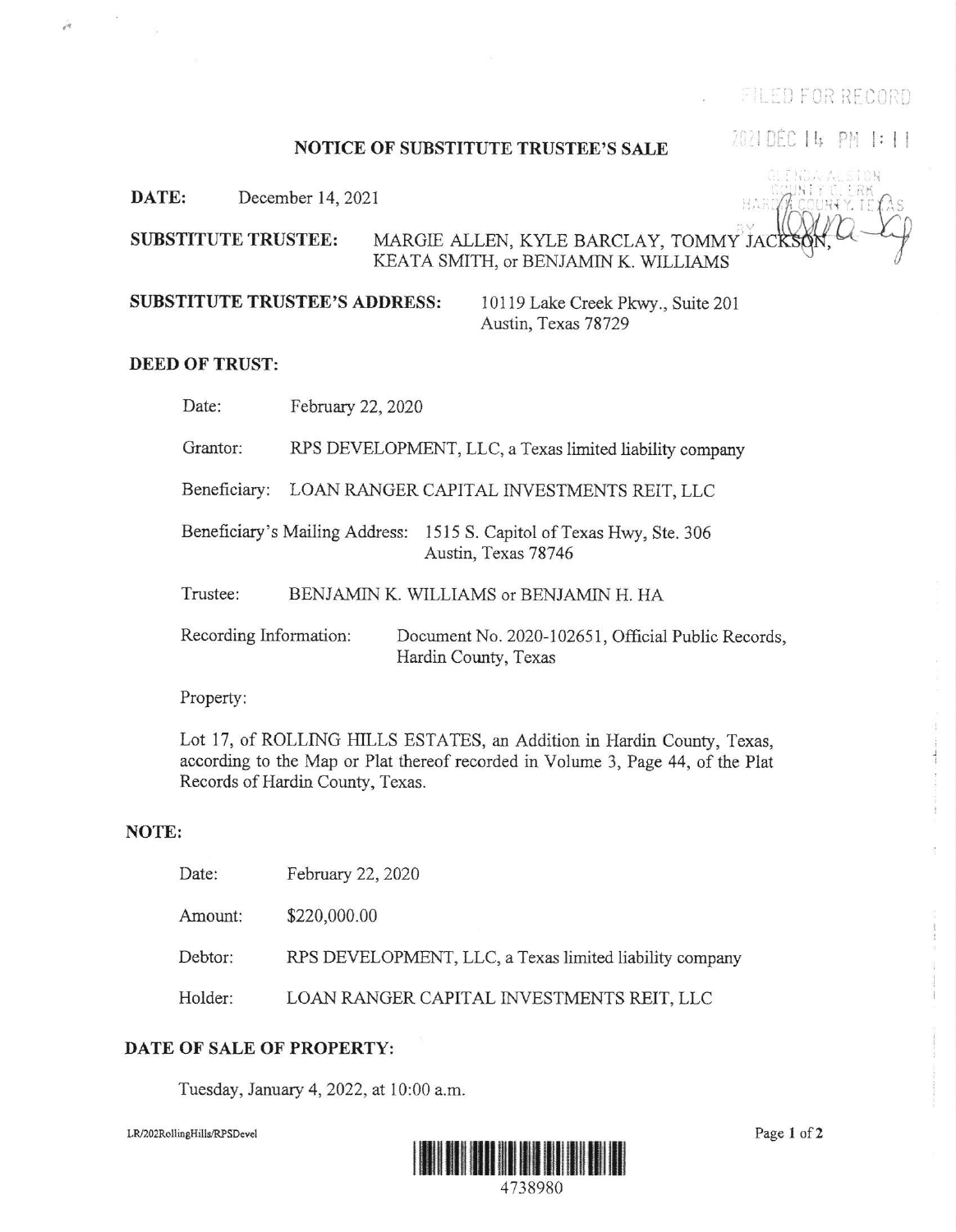FILED FOR RECORD

2021 DEC 14 PM 1:11

GLENDA ALSTON
COUNTY CLERK
HARDIN COUNTY, TEXAS

# NOTICE OF SUBSTITUTE TRUSTEE'S SALE

**DATE:** December 14, 2021

**SUBSTITUTE TRUSTEE:** MARGIE ALLEN, KYLE BARCLAY, TOMMY JACKSON, KEATA SMITH, or BENJAMIN K. WILLIAMS

**SUBSTITUTE TRUSTEE'S ADDRESS:** 10119 Lake Creek Pkwy., Suite 201
Austin, Texas 78729

**DEED OF TRUST:**

Date: February 22, 2020

Grantor: RPS DEVELOPMENT, LLC, a Texas limited liability company

Beneficiary: LOAN RANGER CAPITAL INVESTMENTS REIT, LLC

Beneficiary's Mailing Address: 1515 S. Capitol of Texas Hwy, Ste. 306
Austin, Texas 78746

Trustee: BENJAMIN K. WILLIAMS or BENJAMIN H. HA

Recording Information: Document No. 2020-102651, Official Public Records, Hardin County, Texas

Property:

Lot 17, of ROLLING HILLS ESTATES, an Addition in Hardin County, Texas, according to the Map or Plat thereof recorded in Volume 3, Page 44, of the Plat Records of Hardin County, Texas.

**NOTE:**

Date: February 22, 2020

Amount: $220,000.00

Debtor: RPS DEVELOPMENT, LLC, a Texas limited liability company

Holder: LOAN RANGER CAPITAL INVESTMENTS REIT, LLC

**DATE OF SALE OF PROPERTY:**

Tuesday, January 4, 2022, at 10:00 a.m.

LR/202RollingHills/RPSDevel

4738980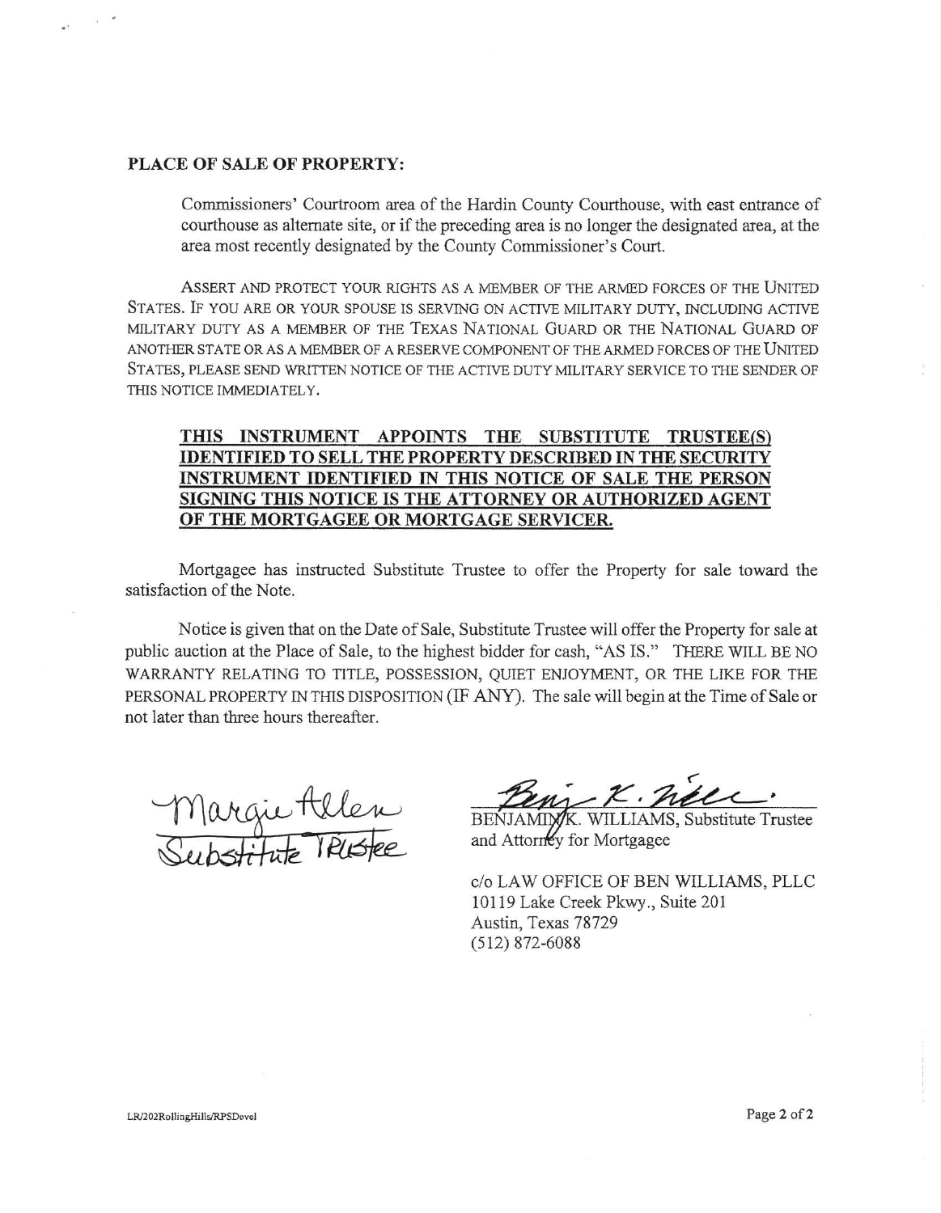**PLACE OF SALE OF PROPERTY:**

Commissioners' Courtroom area of the Hardin County Courthouse, with east entrance of courthouse as alternate site, or if the preceding area is no longer the designated area, at the area most recently designated by the County Commissioner's Court.

ASSERT AND PROTECT YOUR RIGHTS AS A MEMBER OF THE ARMED FORCES OF THE UNITED STATES. IF YOU ARE OR YOUR SPOUSE IS SERVING ON ACTIVE MILITARY DUTY, INCLUDING ACTIVE MILITARY DUTY AS A MEMBER OF THE TEXAS NATIONAL GUARD OR THE NATIONAL GUARD OF ANOTHER STATE OR AS A MEMBER OF A RESERVE COMPONENT OF THE ARMED FORCES OF THE UNITED STATES, PLEASE SEND WRITTEN NOTICE OF THE ACTIVE DUTY MILITARY SERVICE TO THE SENDER OF THIS NOTICE IMMEDIATELY.

**THIS INSTRUMENT APPOINTS THE SUBSTITUTE TRUSTEE(S) IDENTIFIED TO SELL THE PROPERTY DESCRIBED IN THE SECURITY INSTRUMENT IDENTIFIED IN THIS NOTICE OF SALE THE PERSON SIGNING THIS NOTICE IS THE ATTORNEY OR AUTHORIZED AGENT OF THE MORTGAGEE OR MORTGAGE SERVICER.**

Mortgagee has instructed Substitute Trustee to offer the Property for sale toward the satisfaction of the Note.

Notice is given that on the Date of Sale, Substitute Trustee will offer the Property for sale at public auction at the Place of Sale, to the highest bidder for cash, "AS IS." THERE WILL BE NO WARRANTY RELATING TO TITLE, POSSESSION, QUIET ENJOYMENT, OR THE LIKE FOR THE PERSONAL PROPERTY IN THIS DISPOSITION (IF ANY). The sale will begin at the Time of Sale or not later than three hours thereafter.

Margie Allen
Substitute Trustee

Benj K. Will
BENJAMIN K. WILLIAMS, Substitute Trustee
and Attorney for Mortgagee

c/o LAW OFFICE OF BEN WILLIAMS, PLLC
10119 Lake Creek Pkwy., Suite 201
Austin, Texas 78729
(512) 872-6088

LR/202RollingHills/RPSDevel